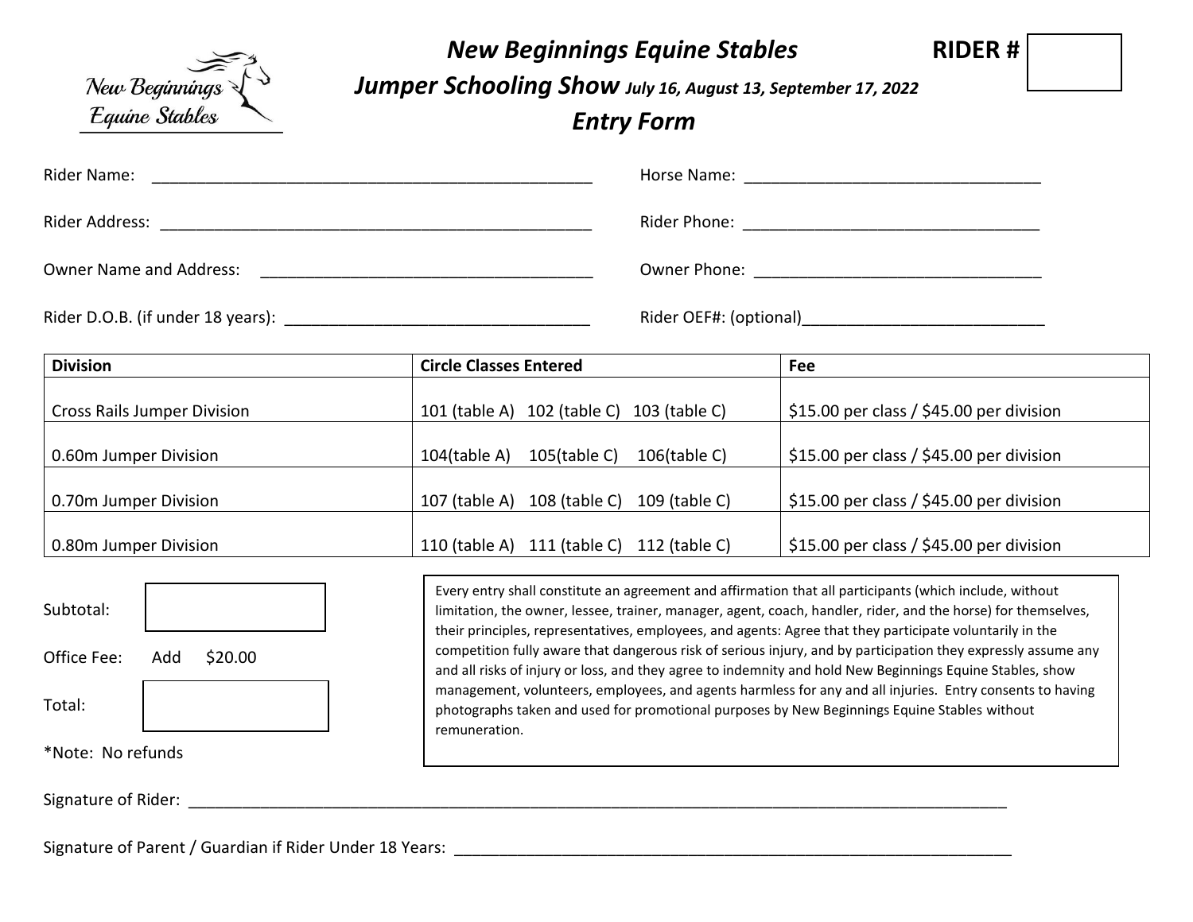# New Beginnings Equine Stables

## *Jumper Schooling Show* *July 16, August 13, September 17, 2022*

## *Entry Form*

**RIDER #** ________

Rider Name: ______________________________ Horse Name: ______________________________

Rider Address: ______________________________ Rider Phone: ______________________________

Owner Name and Address: ______________________________ Owner Phone: ______________________________

Rider D.O.B. (if under 18 years): ______________________________ Rider OEF#: (optional)______________________________

| Division | Circle Classes Entered | Fee |
|---|---|---|
| Cross Rails Jumper Division | 101 (table A) 102 (table C) 103 (table C) | $15.00 per class / $45.00 per division |
| 0.60m Jumper Division | 104(table A) 105(table C) 106(table C) | $15.00 per class / $45.00 per division |
| 0.70m Jumper Division | 107 (table A) 108 (table C) 109 (table C) | $15.00 per class / $45.00 per division |
| 0.80m Jumper Division | 110 (table A) 111 (table C) 112 (table C) | $15.00 per class / $45.00 per division |

Subtotal: ________

Office Fee: Add $20.00

Total: ________

*Note: No refunds

Every entry shall constitute an agreement and affirmation that all participants (which include, without limitation, the owner, lessee, trainer, manager, agent, coach, handler, rider, and the horse) for themselves, their principles, representatives, employees, and agents: Agree that they participate voluntarily in the competition fully aware that dangerous risk of serious injury, and by participation they expressly assume any and all risks of injury or loss, and they agree to indemnity and hold New Beginnings Equine Stables, show management, volunteers, employees, and agents harmless for any and all injuries. Entry consents to having photographs taken and used for promotional purposes by New Beginnings Equine Stables without remuneration.

Signature of Rider: ______________________________

Signature of Parent / Guardian if Rider Under 18 Years: ______________________________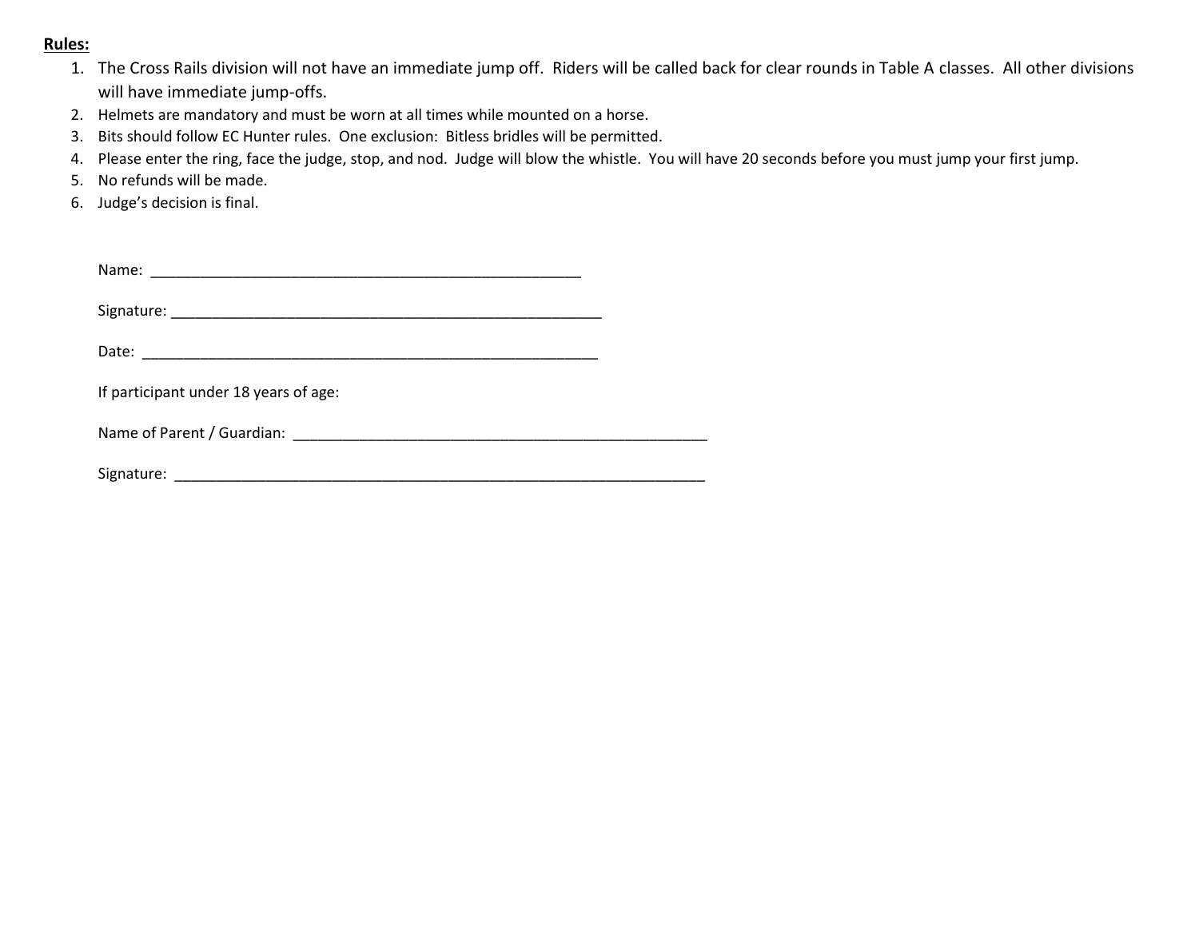**Rules:**

1. The Cross Rails division will not have an immediate jump off. Riders will be called back for clear rounds in Table A classes. All other divisions will have immediate jump-offs.
2. Helmets are mandatory and must be worn at all times while mounted on a horse.
3. Bits should follow EC Hunter rules. One exclusion: Bitless bridles will be permitted.
4. Please enter the ring, face the judge, stop, and nod. Judge will blow the whistle. You will have 20 seconds before you must jump your first jump.
5. No refunds will be made.
6. Judge's decision is final.

Name: ______________________________________________________

Signature: ______________________________________________________

Date: __________________________________________________________

If participant under 18 years of age:

Name of Parent / Guardian: ____________________________________________________

Signature: ____________________________________________________________________